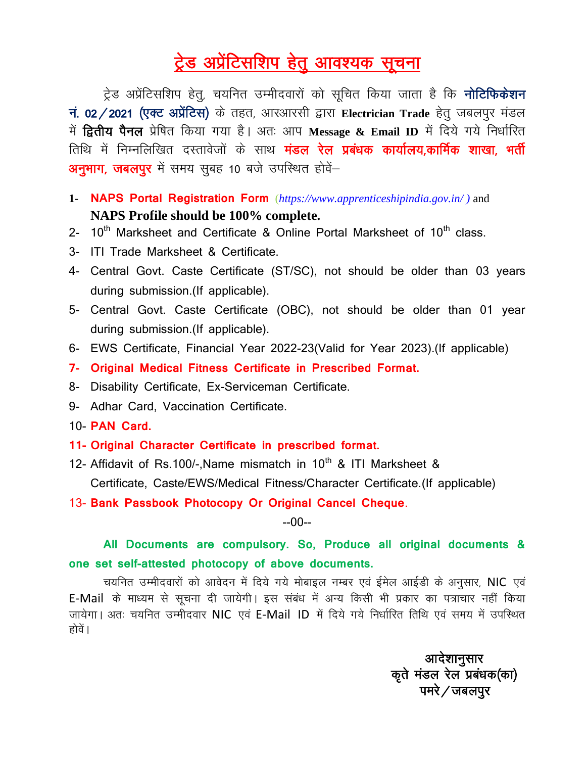# ट्रेड अप्रेंटिसशिप हेतु आवश्यक सूचना

ट्रेड अप्रेंटिसशिप हेतु, चयनित उम्मीदवारों को सूचित किया जाता है कि **नोटिफिकेशन नं. 02/2021 (एक्ट अप्रेंटिस)** के तहत, आरआरसी द्वारा **Electrician Trade** हेतु जबलपुर मंडल में **द्वितीय पैनल** प्रेषित किया गया है। अतः आप **Message & Email ID** में दिये गये निर्धारित तिथि में निम्नलिखित दस्तावेजों के साथ **मंडल रेल प्रबंधक कार्यालय,कार्मिक शाखा, भर्ती अनुभाग, जबलपुर** में समय सुबह 10 बजे उपस्थित होवें–

1- **NAPS Portal Registration Form** (*https://www.apprenticeshipindia.gov.in/*) and **NAPS Profile should be 100% complete.**
2- 10th Marksheet and Certificate & Online Portal Marksheet of 10th class.
3- ITI Trade Marksheet & Certificate.
4- Central Govt. Caste Certificate (ST/SC), not should be older than 03 years during submission.(If applicable).
5- Central Govt. Caste Certificate (OBC), not should be older than 01 year during submission.(If applicable).
6- EWS Certificate, Financial Year 2022-23(Valid for Year 2023).(If applicable)
7- **Original Medical Fitness Certificate in Prescribed Format.**
8- Disability Certificate, Ex-Serviceman Certificate.
9- Adhar Card, Vaccination Certificate.
10- **PAN Card.**
11- **Original Character Certificate in prescribed format.**
12- Affidavit of Rs.100/-,Name mismatch in 10th & ITI Marksheet & Certificate, Caste/EWS/Medical Fitness/Character Certificate.(If applicable)
13- **Bank Passbook Photocopy Or Original Cancel Cheque**.

--00--

**All Documents are compulsory. So, Produce all original documents & one set self-attested photocopy of above documents.**

चयनित उम्मीदवारों को आवेदन में दिये गये मोबाइल नम्बर एवं ईमेल आईडी के अनुसार, NIC एवं E-Mail के माध्यम से सूचना दी जायेगी। इस संबंध में अन्य किसी भी प्रकार का पत्राचार नहीं किया जायेगा। अतः चयनित उम्मीदवार NIC एवं E-Mail ID में दिये गये निर्धारित तिथि एवं समय में उपस्थित होवें।

**आदेशानुसार**
**कृते मंडल रेल प्रबंधक(का)**
**पमरे/जबलपुर**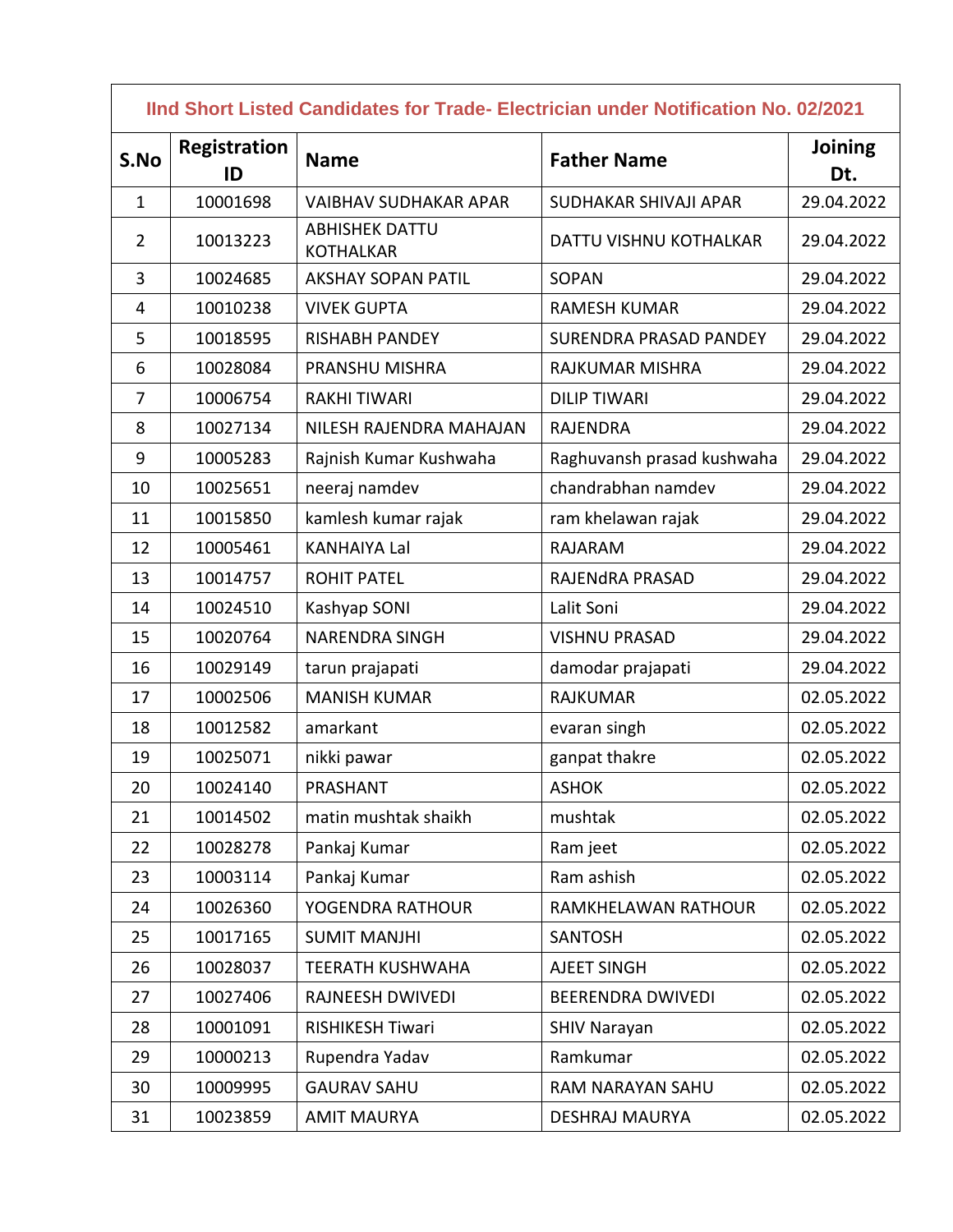| IInd Short Listed Candidates for Trade- Electrician under Notification No. 02/2021 | | | | |
|---|---|---|---|---|
| **S.No** | **Registration ID** | **Name** | **Father Name** | **Joining Dt.** |
| 1 | 10001698 | VAIBHAV SUDHAKAR APAR | SUDHAKAR SHIVAJI APAR | 29.04.2022 |
| 2 | 10013223 | ABHISHEK DATTU KOTHALKAR | DATTU VISHNU KOTHALKAR | 29.04.2022 |
| 3 | 10024685 | AKSHAY SOPAN PATIL | SOPAN | 29.04.2022 |
| 4 | 10010238 | VIVEK GUPTA | RAMESH KUMAR | 29.04.2022 |
| 5 | 10018595 | RISHABH PANDEY | SURENDRA PRASAD PANDEY | 29.04.2022 |
| 6 | 10028084 | PRANSHU MISHRA | RAJKUMAR MISHRA | 29.04.2022 |
| 7 | 10006754 | RAKHI TIWARI | DILIP TIWARI | 29.04.2022 |
| 8 | 10027134 | NILESH RAJENDRA MAHAJAN | RAJENDRA | 29.04.2022 |
| 9 | 10005283 | Rajnish Kumar Kushwaha | Raghuvansh prasad kushwaha | 29.04.2022 |
| 10 | 10025651 | neeraj namdev | chandrabhan namdev | 29.04.2022 |
| 11 | 10015850 | kamlesh kumar rajak | ram khelawan rajak | 29.04.2022 |
| 12 | 10005461 | KANHAIYA Lal | RAJARAM | 29.04.2022 |
| 13 | 10014757 | ROHIT PATEL | RAJENdRA PRASAD | 29.04.2022 |
| 14 | 10024510 | Kashyap SONI | Lalit Soni | 29.04.2022 |
| 15 | 10020764 | NARENDRA SINGH | VISHNU PRASAD | 29.04.2022 |
| 16 | 10029149 | tarun prajapati | damodar prajapati | 29.04.2022 |
| 17 | 10002506 | MANISH KUMAR | RAJKUMAR | 02.05.2022 |
| 18 | 10012582 | amarkant | evaran singh | 02.05.2022 |
| 19 | 10025071 | nikki pawar | ganpat thakre | 02.05.2022 |
| 20 | 10024140 | PRASHANT | ASHOK | 02.05.2022 |
| 21 | 10014502 | matin mushtak shaikh | mushtak | 02.05.2022 |
| 22 | 10028278 | Pankaj Kumar | Ram jeet | 02.05.2022 |
| 23 | 10003114 | Pankaj Kumar | Ram ashish | 02.05.2022 |
| 24 | 10026360 | YOGENDRA RATHOUR | RAMKHELAWAN RATHOUR | 02.05.2022 |
| 25 | 10017165 | SUMIT MANJHI | SANTOSH | 02.05.2022 |
| 26 | 10028037 | TEERATH KUSHWAHA | AJEET SINGH | 02.05.2022 |
| 27 | 10027406 | RAJNEESH DWIVEDI | BEERENDRA DWIVEDI | 02.05.2022 |
| 28 | 10001091 | RISHIKESH Tiwari | SHIV Narayan | 02.05.2022 |
| 29 | 10000213 | Rupendra Yadav | Ramkumar | 02.05.2022 |
| 30 | 10009995 | GAURAV SAHU | RAM NARAYAN SAHU | 02.05.2022 |
| 31 | 10023859 | AMIT MAURYA | DESHRAJ MAURYA | 02.05.2022 |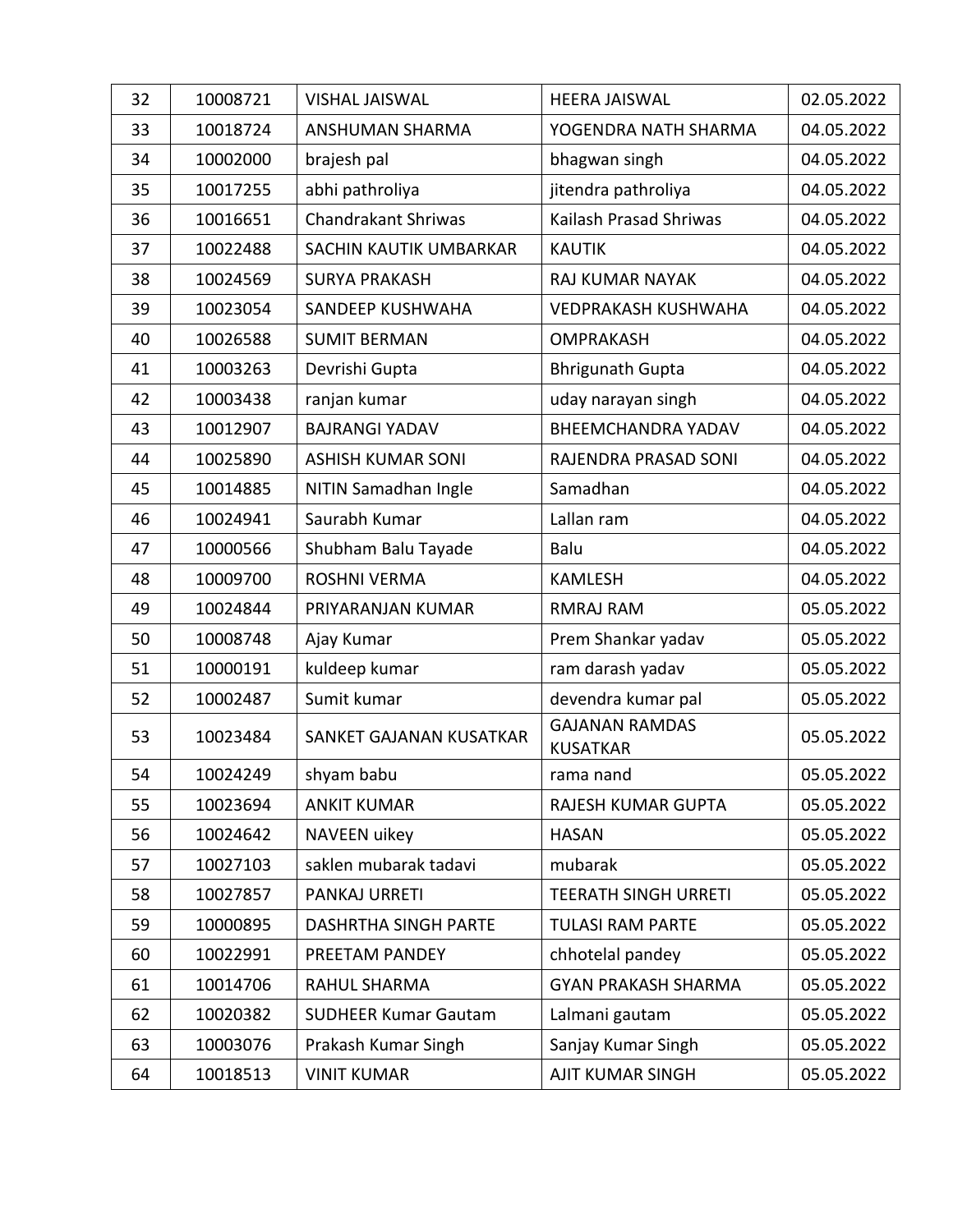| | | | | |
|---|---|---|---|---|
| 32 | 10008721 | VISHAL JAISWAL | HEERA JAISWAL | 02.05.2022 |
| 33 | 10018724 | ANSHUMAN SHARMA | YOGENDRA NATH SHARMA | 04.05.2022 |
| 34 | 10002000 | brajesh pal | bhagwan singh | 04.05.2022 |
| 35 | 10017255 | abhi pathroliya | jitendra pathroliya | 04.05.2022 |
| 36 | 10016651 | Chandrakant Shriwas | Kailash Prasad Shriwas | 04.05.2022 |
| 37 | 10022488 | SACHIN KAUTIK UMBARKAR | KAUTIK | 04.05.2022 |
| 38 | 10024569 | SURYA PRAKASH | RAJ KUMAR NAYAK | 04.05.2022 |
| 39 | 10023054 | SANDEEP KUSHWAHA | VEDPRAKASH KUSHWAHA | 04.05.2022 |
| 40 | 10026588 | SUMIT BERMAN | OMPRAKASH | 04.05.2022 |
| 41 | 10003263 | Devrishi Gupta | Bhrigunath Gupta | 04.05.2022 |
| 42 | 10003438 | ranjan kumar | uday narayan singh | 04.05.2022 |
| 43 | 10012907 | BAJRANGI YADAV | BHEEMCHANDRA YADAV | 04.05.2022 |
| 44 | 10025890 | ASHISH KUMAR SONI | RAJENDRA PRASAD SONI | 04.05.2022 |
| 45 | 10014885 | NITIN Samadhan Ingle | Samadhan | 04.05.2022 |
| 46 | 10024941 | Saurabh Kumar | Lallan ram | 04.05.2022 |
| 47 | 10000566 | Shubham Balu Tayade | Balu | 04.05.2022 |
| 48 | 10009700 | ROSHNI VERMA | KAMLESH | 04.05.2022 |
| 49 | 10024844 | PRIYARANJAN KUMAR | RMRAJ RAM | 05.05.2022 |
| 50 | 10008748 | Ajay Kumar | Prem Shankar yadav | 05.05.2022 |
| 51 | 10000191 | kuldeep kumar | ram darash yadav | 05.05.2022 |
| 52 | 10002487 | Sumit kumar | devendra kumar pal | 05.05.2022 |
| 53 | 10023484 | SANKET GAJANAN KUSATKAR | GAJANAN RAMDAS KUSATKAR | 05.05.2022 |
| 54 | 10024249 | shyam babu | rama nand | 05.05.2022 |
| 55 | 10023694 | ANKIT KUMAR | RAJESH KUMAR GUPTA | 05.05.2022 |
| 56 | 10024642 | NAVEEN uikey | HASAN | 05.05.2022 |
| 57 | 10027103 | saklen mubarak tadavi | mubarak | 05.05.2022 |
| 58 | 10027857 | PANKAJ URRETI | TEERATH SINGH URRETI | 05.05.2022 |
| 59 | 10000895 | DASHRTHA SINGH PARTE | TULASI RAM PARTE | 05.05.2022 |
| 60 | 10022991 | PREETAM PANDEY | chhotelal pandey | 05.05.2022 |
| 61 | 10014706 | RAHUL SHARMA | GYAN PRAKASH SHARMA | 05.05.2022 |
| 62 | 10020382 | SUDHEER Kumar Gautam | Lalmani gautam | 05.05.2022 |
| 63 | 10003076 | Prakash Kumar Singh | Sanjay Kumar Singh | 05.05.2022 |
| 64 | 10018513 | VINIT KUMAR | AJIT KUMAR SINGH | 05.05.2022 |